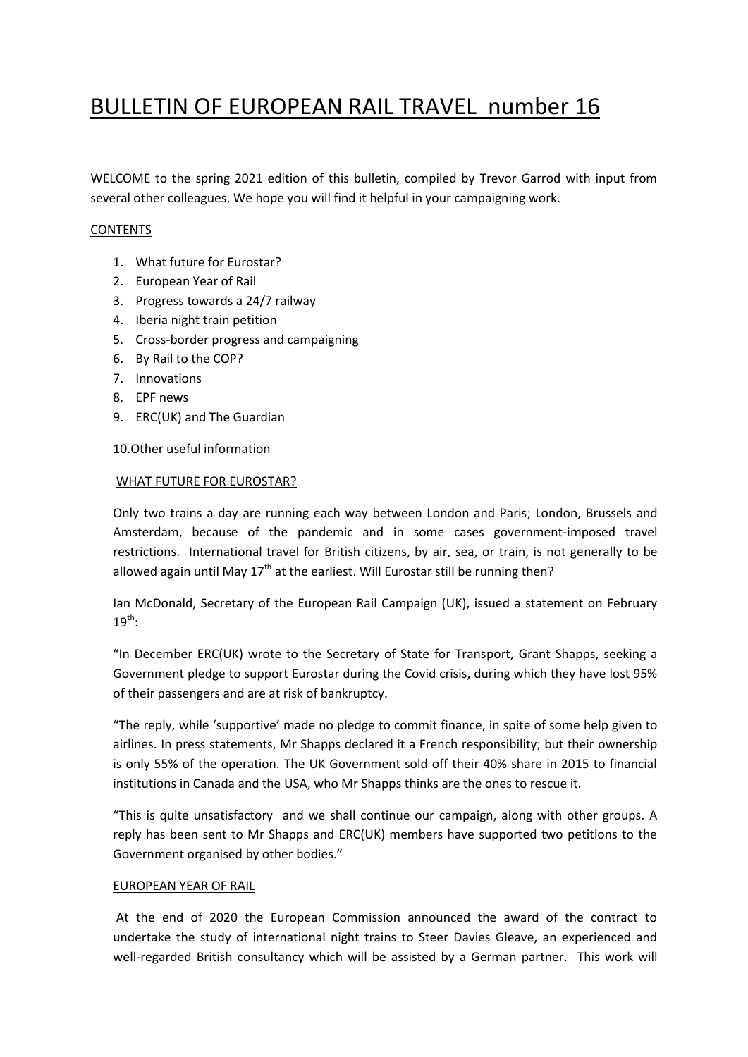// BULLETIN OF EUROPEAN RAIL TRAVEL number 16

WELCOME to the spring 2021 edition of this bulletin, compiled by Trevor Garrod with input from several other colleagues. We hope you will find it helpful in your campaigning work.

## CONTENTS

1. What future for Eurostar?
2. European Year of Rail
3. Progress towards a 24/7 railway
4. Iberia night train petition
5. Cross-border progress and campaigning
6. By Rail to the COP?
7. Innovations
8. EPF news
9. ERC(UK) and The Guardian
10. Other useful information

## WHAT FUTURE FOR EUROSTAR?

Only two trains a day are running each way between London and Paris; London, Brussels and Amsterdam, because of the pandemic and in some cases government-imposed travel restrictions. International travel for British citizens, by air, sea, or train, is not generally to be allowed again until May 17th at the earliest. Will Eurostar still be running then?

Ian McDonald, Secretary of the European Rail Campaign (UK), issued a statement on February 19th:

"In December ERC(UK) wrote to the Secretary of State for Transport, Grant Shapps, seeking a Government pledge to support Eurostar during the Covid crisis, during which they have lost 95% of their passengers and are at risk of bankruptcy.

"The reply, while 'supportive' made no pledge to commit finance, in spite of some help given to airlines. In press statements, Mr Shapps declared it a French responsibility; but their ownership is only 55% of the operation. The UK Government sold off their 40% share in 2015 to financial institutions in Canada and the USA, who Mr Shapps thinks are the ones to rescue it.

"This is quite unsatisfactory and we shall continue our campaign, along with other groups. A reply has been sent to Mr Shapps and ERC(UK) members have supported two petitions to the Government organised by other bodies."

## EUROPEAN YEAR OF RAIL

At the end of 2020 the European Commission announced the award of the contract to undertake the study of international night trains to Steer Davies Gleave, an experienced and well-regarded British consultancy which will be assisted by a German partner. This work will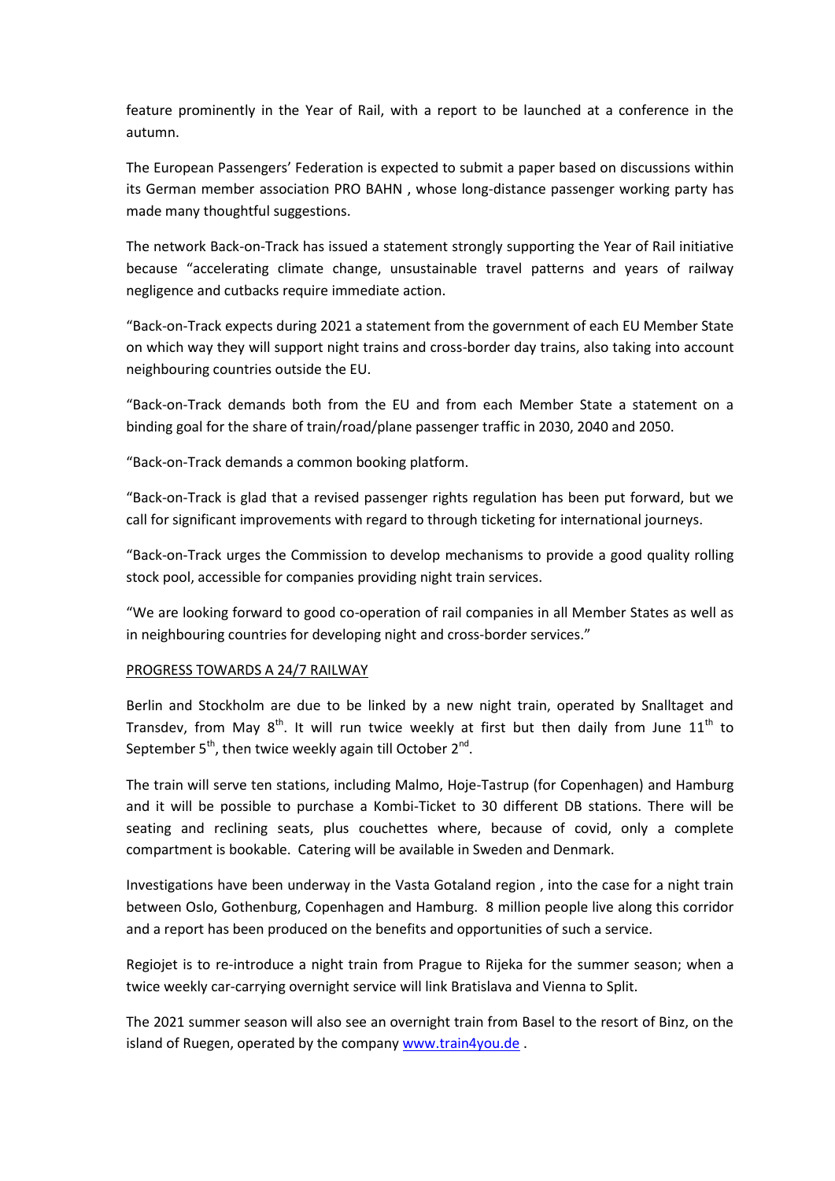feature prominently in the Year of Rail, with a report to be launched at a conference in the autumn.

The European Passengers' Federation is expected to submit a paper based on discussions within its German member association PRO BAHN , whose long-distance passenger working party has made many thoughtful suggestions.

The network Back-on-Track has issued a statement strongly supporting the Year of Rail initiative because "accelerating climate change, unsustainable travel patterns and years of railway negligence and cutbacks require immediate action.

"Back-on-Track expects during 2021 a statement from the government of each EU Member State on which way they will support night trains and cross-border day trains, also taking into account neighbouring countries outside the EU.

"Back-on-Track demands both from the EU and from each Member State a statement on a binding goal for the share of train/road/plane passenger traffic in 2030, 2040 and 2050.

"Back-on-Track demands a common booking platform.

"Back-on-Track is glad that a revised passenger rights regulation has been put forward, but we call for significant improvements with regard to through ticketing for international journeys.

"Back-on-Track urges the Commission to develop mechanisms to provide a good quality rolling stock pool, accessible for companies providing night train services.

"We are looking forward to good co-operation of rail companies in all Member States as well as in neighbouring countries for developing night and cross-border services."

PROGRESS TOWARDS A 24/7 RAILWAY

Berlin and Stockholm are due to be linked by a new night train, operated by Snalltaget and Transdev, from May 8th. It will run twice weekly at first but then daily from June 11th to September 5th, then twice weekly again till October 2nd.

The train will serve ten stations, including Malmo, Hoje-Tastrup (for Copenhagen) and Hamburg and it will be possible to purchase a Kombi-Ticket to 30 different DB stations. There will be seating and reclining seats, plus couchettes where, because of covid, only a complete compartment is bookable. Catering will be available in Sweden and Denmark.

Investigations have been underway in the Vasta Gotaland region , into the case for a night train between Oslo, Gothenburg, Copenhagen and Hamburg. 8 million people live along this corridor and a report has been produced on the benefits and opportunities of such a service.

Regiojet is to re-introduce a night train from Prague to Rijeka for the summer season; when a twice weekly car-carrying overnight service will link Bratislava and Vienna to Split.

The 2021 summer season will also see an overnight train from Basel to the resort of Binz, on the island of Ruegen, operated by the company www.train4you.de .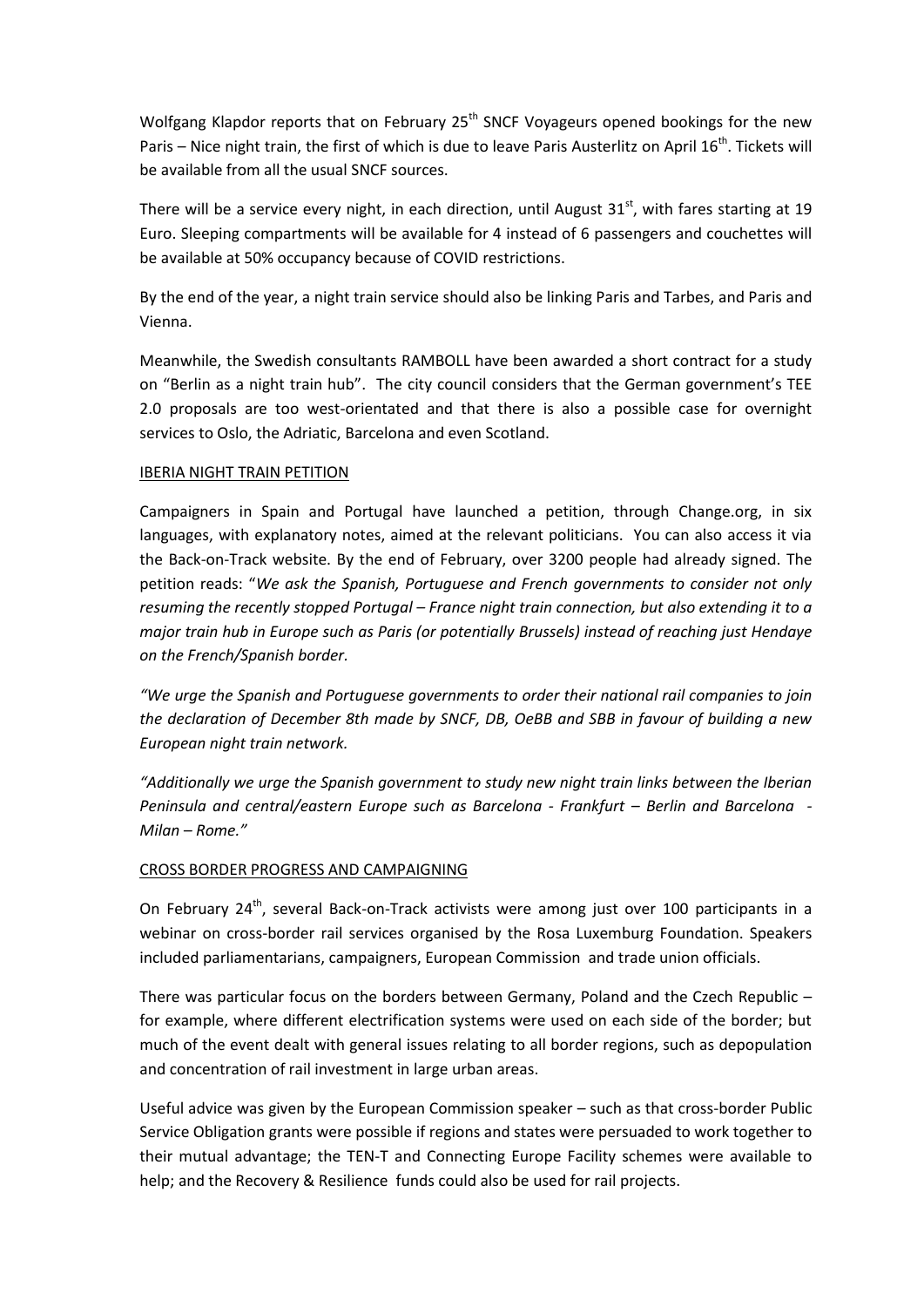Wolfgang Klapdor reports that on February 25th SNCF Voyageurs opened bookings for the new Paris – Nice night train, the first of which is due to leave Paris Austerlitz on April 16th. Tickets will be available from all the usual SNCF sources.

There will be a service every night, in each direction, until August 31st, with fares starting at 19 Euro. Sleeping compartments will be available for 4 instead of 6 passengers and couchettes will be available at 50% occupancy because of COVID restrictions.

By the end of the year, a night train service should also be linking Paris and Tarbes, and Paris and Vienna.

Meanwhile, the Swedish consultants RAMBOLL have been awarded a short contract for a study on "Berlin as a night train hub". The city council considers that the German government's TEE 2.0 proposals are too west-orientated and that there is also a possible case for overnight services to Oslo, the Adriatic, Barcelona and even Scotland.

## IBERIA NIGHT TRAIN PETITION

Campaigners in Spain and Portugal have launched a petition, through Change.org, in six languages, with explanatory notes, aimed at the relevant politicians. You can also access it via the Back-on-Track website. By the end of February, over 3200 people had already signed. The petition reads: "*We ask the Spanish, Portuguese and French governments to consider not only resuming the recently stopped Portugal – France night train connection, but also extending it to a major train hub in Europe such as Paris (or potentially Brussels) instead of reaching just Hendaye on the French/Spanish border.*

*"We urge the Spanish and Portuguese governments to order their national rail companies to join the declaration of December 8th made by SNCF, DB, OeBB and SBB in favour of building a new European night train network.*

*"Additionally we urge the Spanish government to study new night train links between the Iberian Peninsula and central/eastern Europe such as Barcelona - Frankfurt – Berlin and Barcelona - Milan – Rome."*

## CROSS BORDER PROGRESS AND CAMPAIGNING

On February 24th, several Back-on-Track activists were among just over 100 participants in a webinar on cross-border rail services organised by the Rosa Luxemburg Foundation. Speakers included parliamentarians, campaigners, European Commission and trade union officials.

There was particular focus on the borders between Germany, Poland and the Czech Republic – for example, where different electrification systems were used on each side of the border; but much of the event dealt with general issues relating to all border regions, such as depopulation and concentration of rail investment in large urban areas.

Useful advice was given by the European Commission speaker – such as that cross-border Public Service Obligation grants were possible if regions and states were persuaded to work together to their mutual advantage; the TEN-T and Connecting Europe Facility schemes were available to help; and the Recovery & Resilience funds could also be used for rail projects.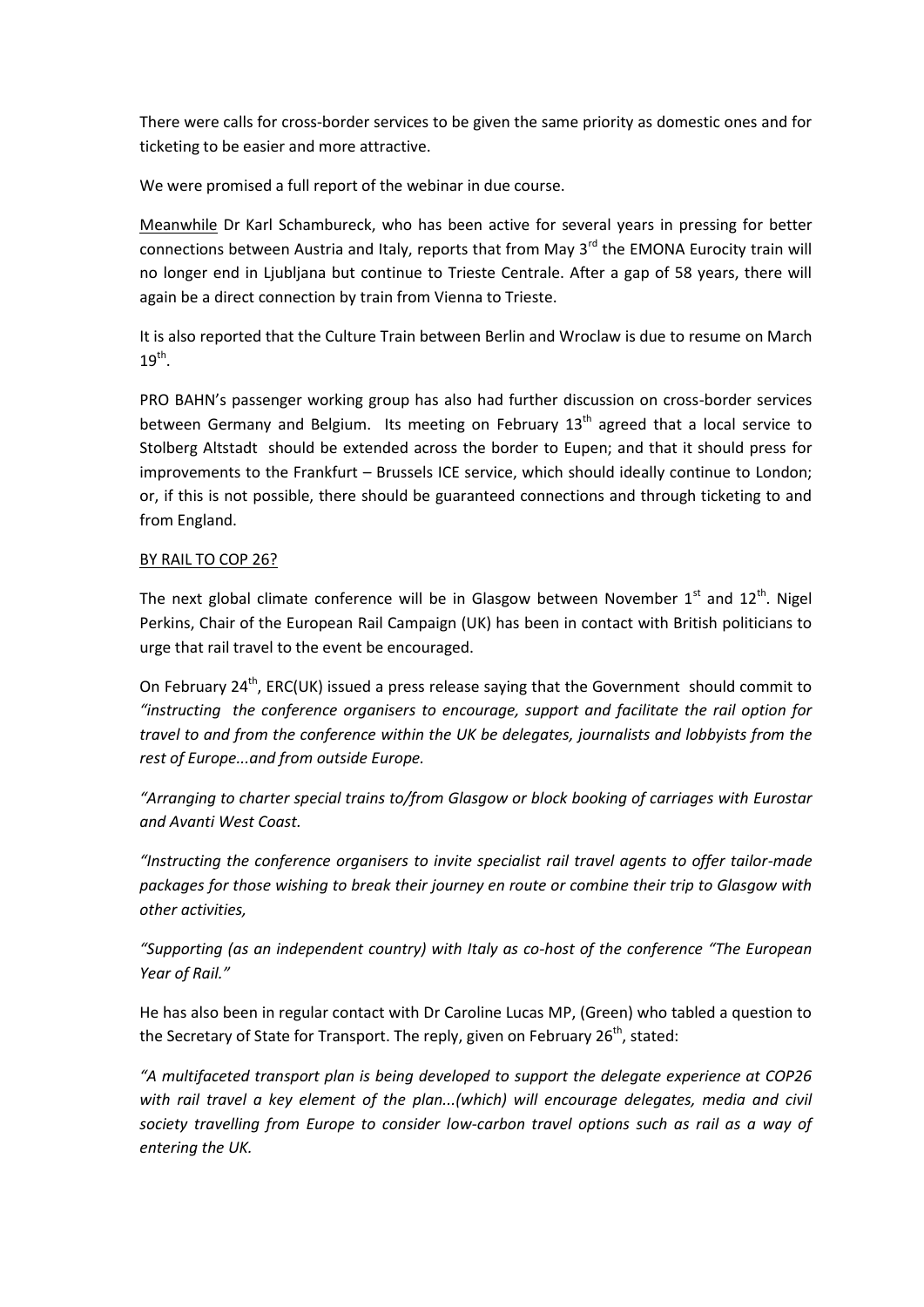There were calls for cross-border services to be given the same priority as domestic ones and for ticketing to be easier and more attractive.

We were promised a full report of the webinar in due course.

Meanwhile Dr Karl Schambureck, who has been active for several years in pressing for better connections between Austria and Italy, reports that from May 3rd the EMONA Eurocity train will no longer end in Ljubljana but continue to Trieste Centrale. After a gap of 58 years, there will again be a direct connection by train from Vienna to Trieste.

It is also reported that the Culture Train between Berlin and Wroclaw is due to resume on March 19th.

PRO BAHN's passenger working group has also had further discussion on cross-border services between Germany and Belgium. Its meeting on February 13th agreed that a local service to Stolberg Altstadt should be extended across the border to Eupen; and that it should press for improvements to the Frankfurt – Brussels ICE service, which should ideally continue to London; or, if this is not possible, there should be guaranteed connections and through ticketing to and from England.

## BY RAIL TO COP 26?

The next global climate conference will be in Glasgow between November 1st and 12th. Nigel Perkins, Chair of the European Rail Campaign (UK) has been in contact with British politicians to urge that rail travel to the event be encouraged.

On February 24th, ERC(UK) issued a press release saying that the Government should commit to *"instructing the conference organisers to encourage, support and facilitate the rail option for travel to and from the conference within the UK be delegates, journalists and lobbyists from the rest of Europe...and from outside Europe.*

*"Arranging to charter special trains to/from Glasgow or block booking of carriages with Eurostar and Avanti West Coast.*

*"Instructing the conference organisers to invite specialist rail travel agents to offer tailor-made packages for those wishing to break their journey en route or combine their trip to Glasgow with other activities,*

*"Supporting (as an independent country) with Italy as co-host of the conference "The European Year of Rail."*

He has also been in regular contact with Dr Caroline Lucas MP, (Green) who tabled a question to the Secretary of State for Transport. The reply, given on February 26th, stated:

*"A multifaceted transport plan is being developed to support the delegate experience at COP26 with rail travel a key element of the plan...(which) will encourage delegates, media and civil society travelling from Europe to consider low-carbon travel options such as rail as a way of entering the UK.*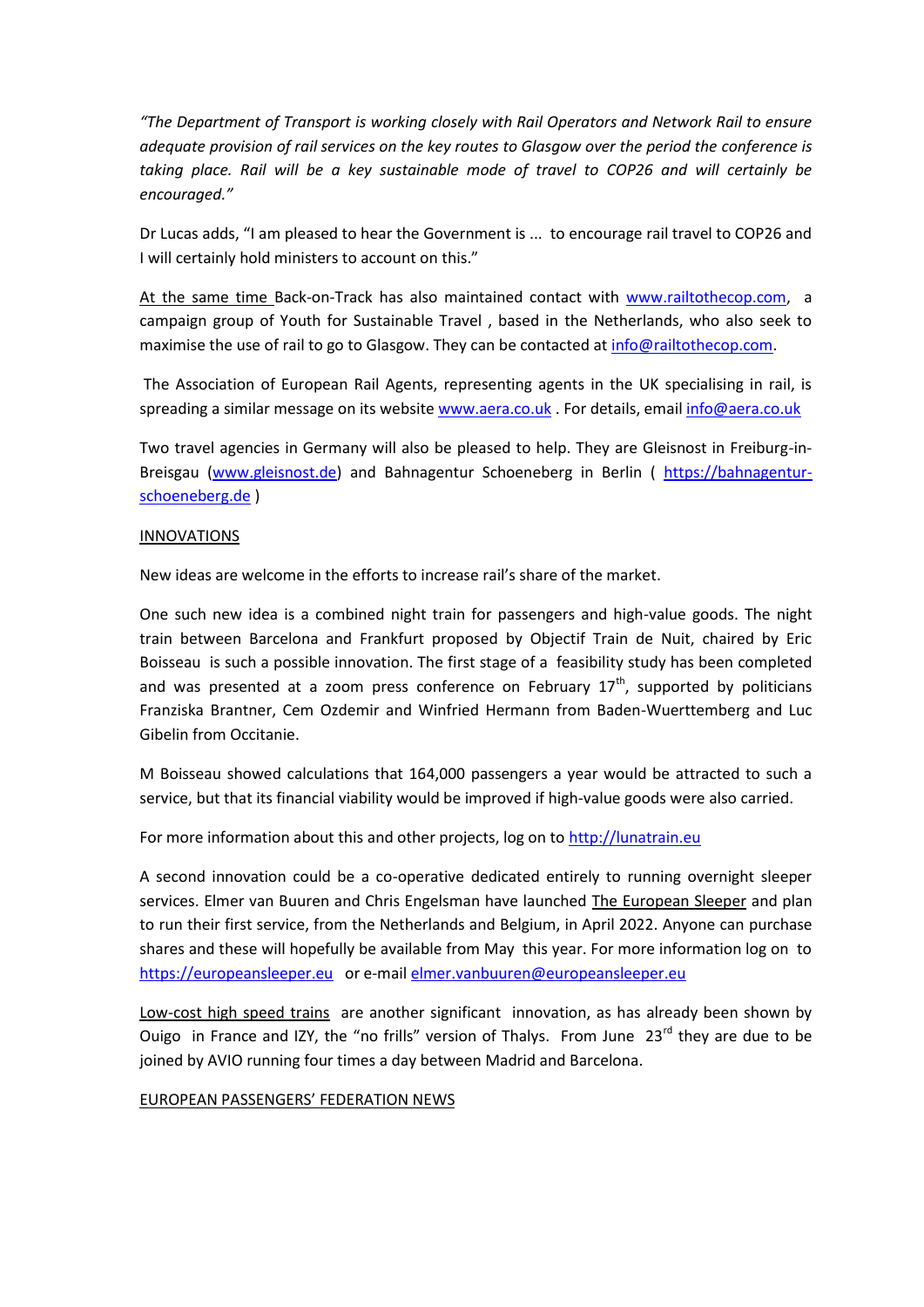*"The Department of Transport is working closely with Rail Operators and Network Rail to ensure adequate provision of rail services on the key routes to Glasgow over the period the conference is taking place. Rail will be a key sustainable mode of travel to COP26 and will certainly be encouraged."*

Dr Lucas adds, "I am pleased to hear the Government is ... to encourage rail travel to COP26 and I will certainly hold ministers to account on this."

At the same time Back-on-Track has also maintained contact with www.railtothecop.com, a campaign group of Youth for Sustainable Travel , based in the Netherlands, who also seek to maximise the use of rail to go to Glasgow. They can be contacted at info@railtothecop.com.

The Association of European Rail Agents, representing agents in the UK specialising in rail, is spreading a similar message on its website www.aera.co.uk . For details, email info@aera.co.uk

Two travel agencies in Germany will also be pleased to help. They are Gleisnost in Freiburg-in-Breisgau (www.gleisnost.de) and Bahnagentur Schoeneberg in Berlin ( https://bahnagentur-schoeneberg.de )

## INNOVATIONS

New ideas are welcome in the efforts to increase rail's share of the market.

One such new idea is a combined night train for passengers and high-value goods. The night train between Barcelona and Frankfurt proposed by Objectif Train de Nuit, chaired by Eric Boisseau is such a possible innovation. The first stage of a feasibility study has been completed and was presented at a zoom press conference on February 17th, supported by politicians Franziska Brantner, Cem Ozdemir and Winfried Hermann from Baden-Wuerttemberg and Luc Gibelin from Occitanie.

M Boisseau showed calculations that 164,000 passengers a year would be attracted to such a service, but that its financial viability would be improved if high-value goods were also carried.

For more information about this and other projects, log on to http://lunatrain.eu

A second innovation could be a co-operative dedicated entirely to running overnight sleeper services. Elmer van Buuren and Chris Engelsman have launched The European Sleeper and plan to run their first service, from the Netherlands and Belgium, in April 2022. Anyone can purchase shares and these will hopefully be available from May this year. For more information log on to https://europeansleeper.eu or e-mail elmer.vanbuuren@europeansleeper.eu

Low-cost high speed trains are another significant innovation, as has already been shown by Ouigo in France and IZY, the "no frills" version of Thalys. From June 23rd they are due to be joined by AVIO running four times a day between Madrid and Barcelona.

## EUROPEAN PASSENGERS' FEDERATION NEWS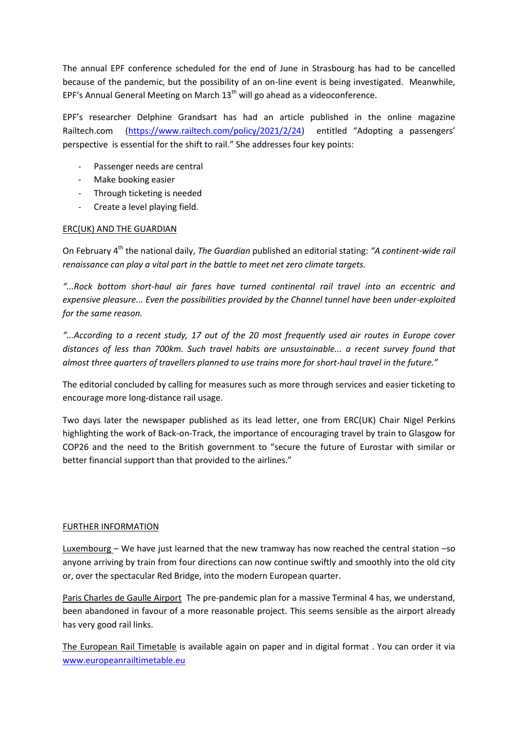The annual EPF conference scheduled for the end of June in Strasbourg has had to be cancelled because of the pandemic, but the possibility of an on-line event is being investigated. Meanwhile, EPF's Annual General Meeting on March 13th will go ahead as a videoconference.

EPF's researcher Delphine Grandsart has had an article published in the online magazine Railtech.com (https://www.railtech.com/policy/2021/2/24) entitled "Adopting a passengers' perspective is essential for the shift to rail." She addresses four key points:

- Passenger needs are central
- Make booking easier
- Through ticketing is needed
- Create a level playing field.

ERC(UK) AND THE GUARDIAN

On February 4th the national daily, *The Guardian* published an editorial stating: *"A continent-wide rail renaissance can play a vital part in the battle to meet net zero climate targets.*

*"...Rock bottom short-haul air fares have turned continental rail travel into an eccentric and expensive pleasure... Even the possibilities provided by the Channel tunnel have been under-exploited for the same reason.*

*"...According to a recent study, 17 out of the 20 most frequently used air routes in Europe cover distances of less than 700km. Such travel habits are unsustainable... a recent survey found that almost three quarters of travellers planned to use trains more for short-haul travel in the future."*

The editorial concluded by calling for measures such as more through services and easier ticketing to encourage more long-distance rail usage.

Two days later the newspaper published as its lead letter, one from ERC(UK) Chair Nigel Perkins highlighting the work of Back-on-Track, the importance of encouraging travel by train to Glasgow for COP26 and the need to the British government to "secure the future of Eurostar with similar or better financial support than that provided to the airlines."

FURTHER INFORMATION

Luxembourg – We have just learned that the new tramway has now reached the central station –so anyone arriving by train from four directions can now continue swiftly and smoothly into the old city or, over the spectacular Red Bridge, into the modern European quarter.

Paris Charles de Gaulle Airport The pre-pandemic plan for a massive Terminal 4 has, we understand, been abandoned in favour of a more reasonable project. This seems sensible as the airport already has very good rail links.

The European Rail Timetable is available again on paper and in digital format . You can order it via www.europeanrailtimetable.eu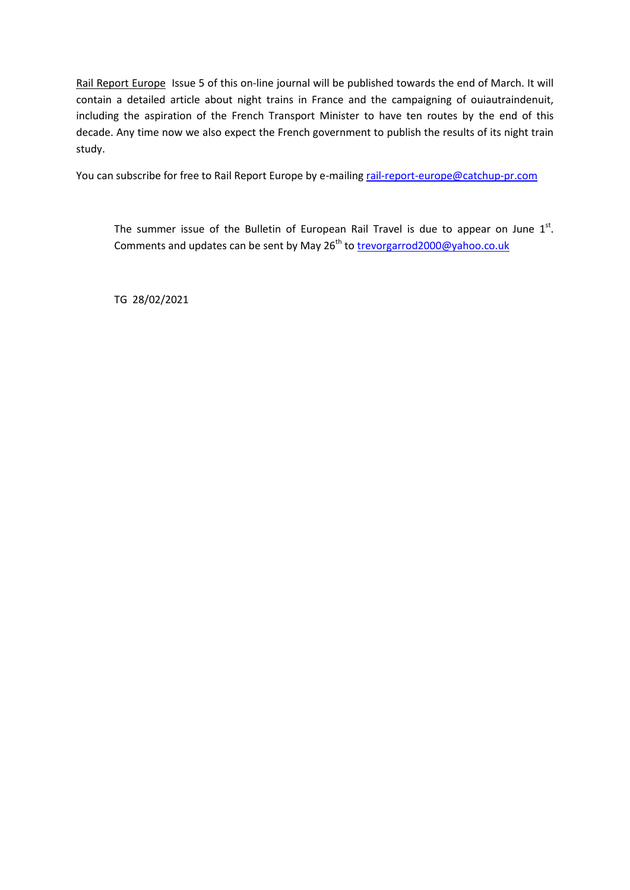Rail Report Europe Issue 5 of this on-line journal will be published towards the end of March. It will contain a detailed article about night trains in France and the campaigning of ouiautraindenuit, including the aspiration of the French Transport Minister to have ten routes by the end of this decade. Any time now we also expect the French government to publish the results of its night train study.

You can subscribe for free to Rail Report Europe by e-mailing rail-report-europe@catchup-pr.com

The summer issue of the Bulletin of European Rail Travel is due to appear on June 1st. Comments and updates can be sent by May 26th to trevorgarrod2000@yahoo.co.uk

TG 28/02/2021